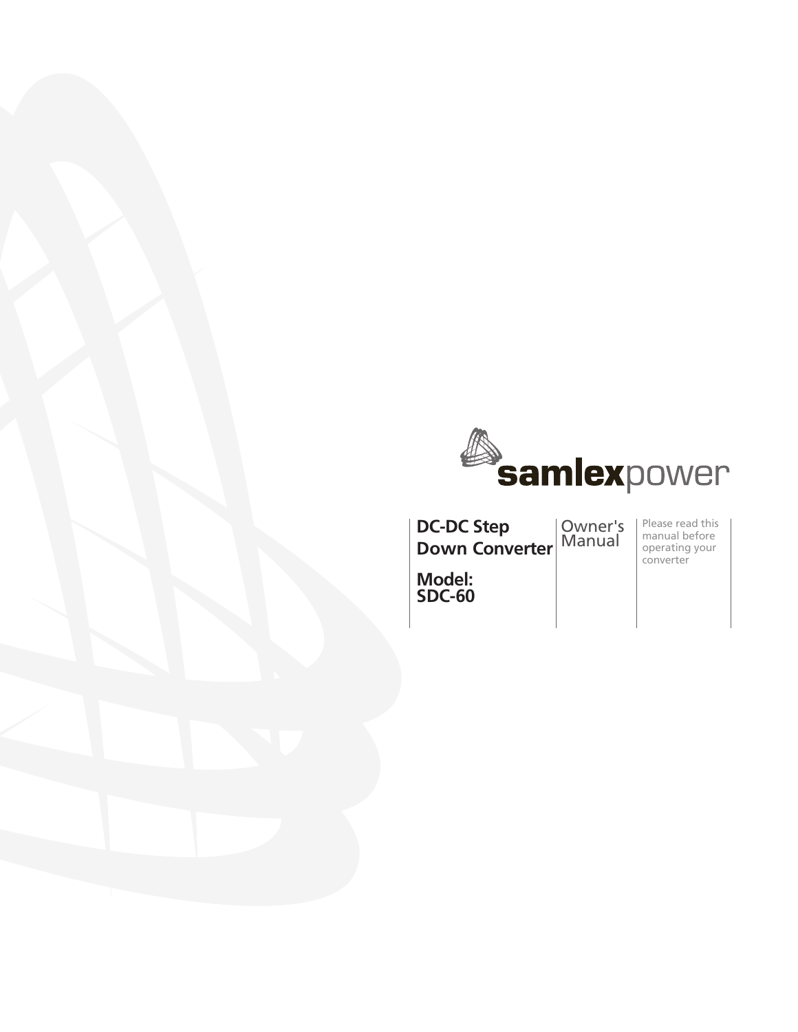samlexpower

# DC-DC Step Down Converter

## Model: SDC-60

Owner's Manual

Please read this manual before operating your converter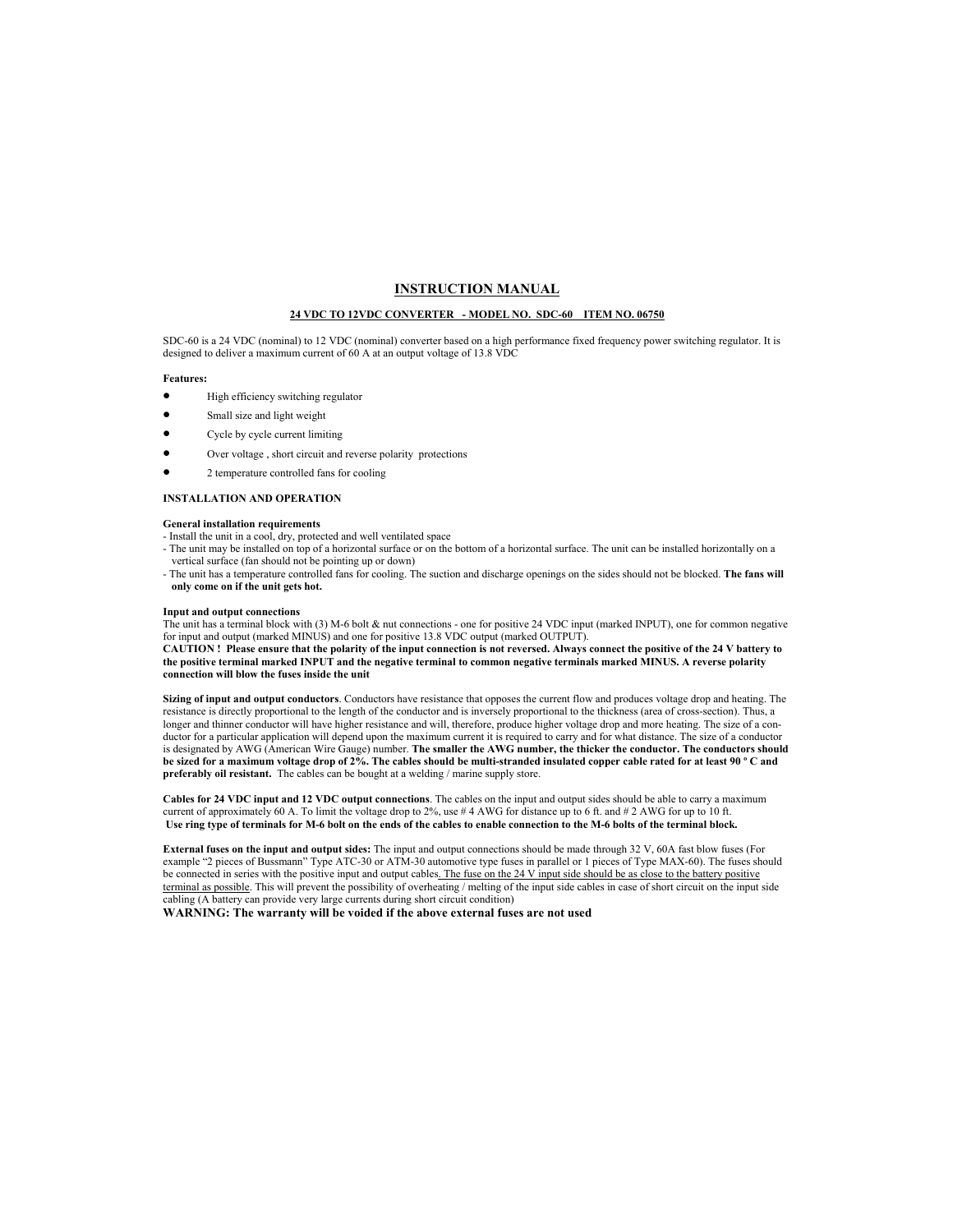# INSTRUCTION MANUAL

**24 VDC TO 12VDC CONVERTER - MODEL NO. SDC-60 ITEM NO. 06750**

SDC-60 is a 24 VDC (nominal) to 12 VDC (nominal) converter based on a high performance fixed frequency power switching regulator. It is designed to deliver a maximum current of 60 A at an output voltage of 13.8 VDC

**Features:**

- High efficiency switching regulator
- Small size and light weight
- Cycle by cycle current limiting
- Over voltage , short circuit and reverse polarity protections
- 2 temperature controlled fans for cooling

**INSTALLATION AND OPERATION**

**General installation requirements**

- Install the unit in a cool, dry, protected and well ventilated space
- The unit may be installed on top of a horizontal surface or on the bottom of a horizontal surface. The unit can be installed horizontally on a vertical surface (fan should not be pointing up or down)
- The unit has a temperature controlled fans for cooling. The suction and discharge openings on the sides should not be blocked. **The fans will only come on if the unit gets hot.**

**Input and output connections**

The unit has a terminal block with (3) M-6 bolt & nut connections - one for positive 24 VDC input (marked INPUT), one for common negative for input and output (marked MINUS) and one for positive 13.8 VDC output (marked OUTPUT).

**CAUTION ! Please ensure that the polarity of the input connection is not reversed. Always connect the positive of the 24 V battery to the positive terminal marked INPUT and the negative terminal to common negative terminals marked MINUS. A reverse polarity connection will blow the fuses inside the unit**

**Sizing of input and output conductors**. Conductors have resistance that opposes the current flow and produces voltage drop and heating. The resistance is directly proportional to the length of the conductor and is inversely proportional to the thickness (area of cross-section). Thus, a longer and thinner conductor will have higher resistance and will, therefore, produce higher voltage drop and more heating. The size of a conductor for a particular application will depend upon the maximum current it is required to carry and for what distance. The size of a conductor is designated by AWG (American Wire Gauge) number. **The smaller the AWG number, the thicker the conductor. The conductors should be sized for a maximum voltage drop of 2%. The cables should be multi-stranded insulated copper cable rated for at least 90 º C and preferably oil resistant.** The cables can be bought at a welding / marine supply store.

**Cables for 24 VDC input and 12 VDC output connections**. The cables on the input and output sides should be able to carry a maximum current of approximately 60 A. To limit the voltage drop to 2%, use # 4 AWG for distance up to 6 ft. and # 2 AWG for up to 10 ft.
**Use ring type of terminals for M-6 bolt on the ends of the cables to enable connection to the M-6 bolts of the terminal block.**

**External fuses on the input and output sides:** The input and output connections should be made through 32 V, 60A fast blow fuses (For example "2 pieces of Bussmann" Type ATC-30 or ATM-30 automotive type fuses in parallel or 1 pieces of Type MAX-60). The fuses should be connected in series with the positive input and output cables. The fuse on the 24 V input side should be as close to the battery positive terminal as possible. This will prevent the possibility of overheating / melting of the input side cables in case of short circuit on the input side cabling (A battery can provide very large currents during short circuit condition)

**WARNING: The warranty will be voided if the above external fuses are not used**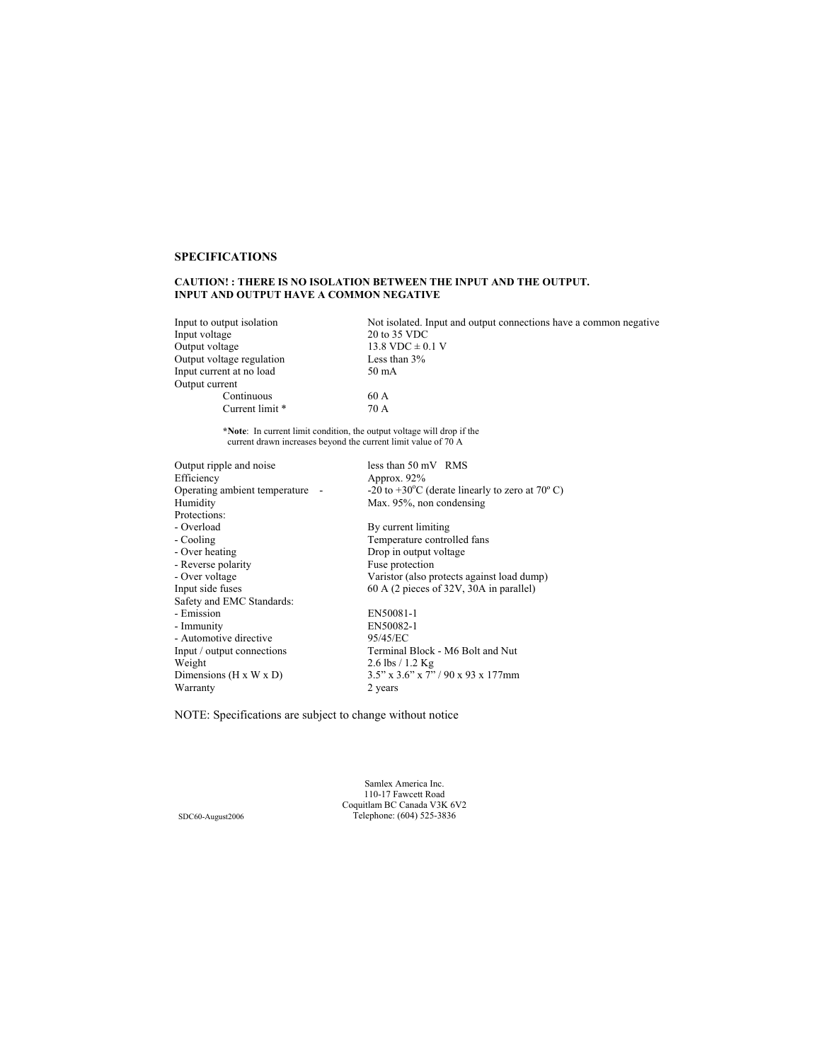## SPECIFICATIONS

**CAUTION! : THERE IS NO ISOLATION BETWEEN THE INPUT AND THE OUTPUT. INPUT AND OUTPUT HAVE A COMMON NEGATIVE**

| | |
|---|---|
| Input to output isolation | Not isolated. Input and output connections have a common negative |
| Input voltage | 20 to 35 VDC |
| Output voltage | 13.8 VDC ± 0.1 V |
| Output voltage regulation | Less than 3% |
| Input current at no load | 50 mA |
| Output current | |
| Continuous | 60 A |
| Current limit * | 70 A |

***Note**: In current limit condition, the output voltage will drop if the current drawn increases beyond the current limit value of 70 A

| | |
|---|---|
| Output ripple and noise | less than 50 mV RMS |
| Efficiency | Approx. 92% |
| Operating ambient temperature - | -20 to +30ºC (derate linearly to zero at 70º C) |
| Humidity | Max. 95%, non condensing |
| Protections: | |
| - Overload | By current limiting |
| - Cooling | Temperature controlled fans |
| - Over heating | Drop in output voltage |
| - Reverse polarity | Fuse protection |
| - Over voltage | Varistor (also protects against load dump) |
| Input side fuses | 60 A (2 pieces of 32V, 30A in parallel) |
| Safety and EMC Standards: | |
| - Emission | EN50081-1 |
| - Immunity | EN50082-1 |
| - Automotive directive | 95/45/EC |
| Input / output connections | Terminal Block - M6 Bolt and Nut |
| Weight | 2.6 lbs / 1.2 Kg |
| Dimensions (H x W x D) | 3.5" x 3.6" x 7" / 90 x 93 x 177mm |
| Warranty | 2 years |

NOTE: Specifications are subject to change without notice

Samlex America Inc.
110-17 Fawcett Road
Coquitlam BC Canada V3K 6V2
Telephone: (604) 525-3836

SDC60-August2006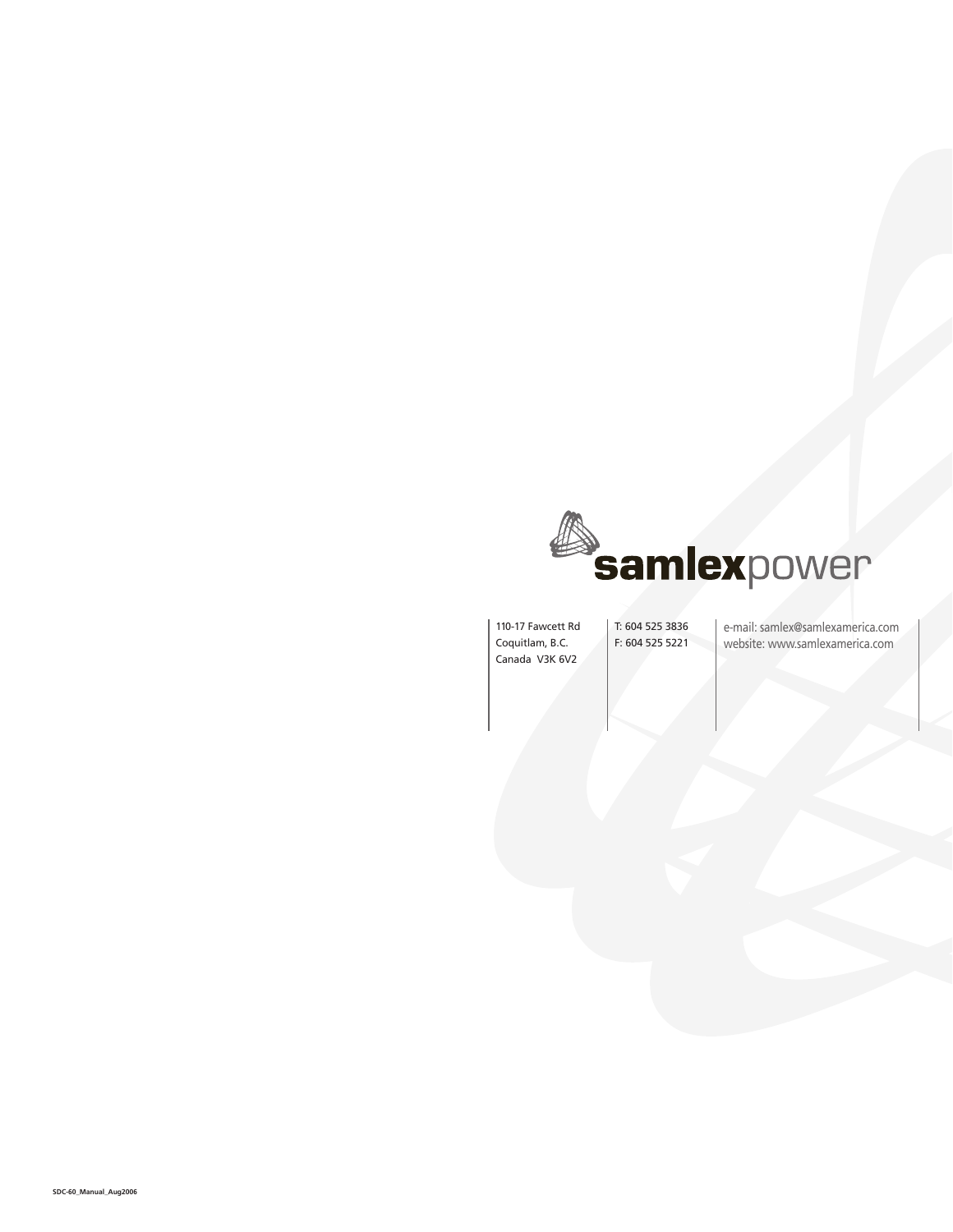samlexpower

110-17 Fawcett Rd
Coquitlam, B.C.
Canada V3K 6V2

T: 604 525 3836
F: 604 525 5221

e-mail: samlex@samlexamerica.com
website: www.samlexamerica.com

SDC-60_Manual_Aug2006